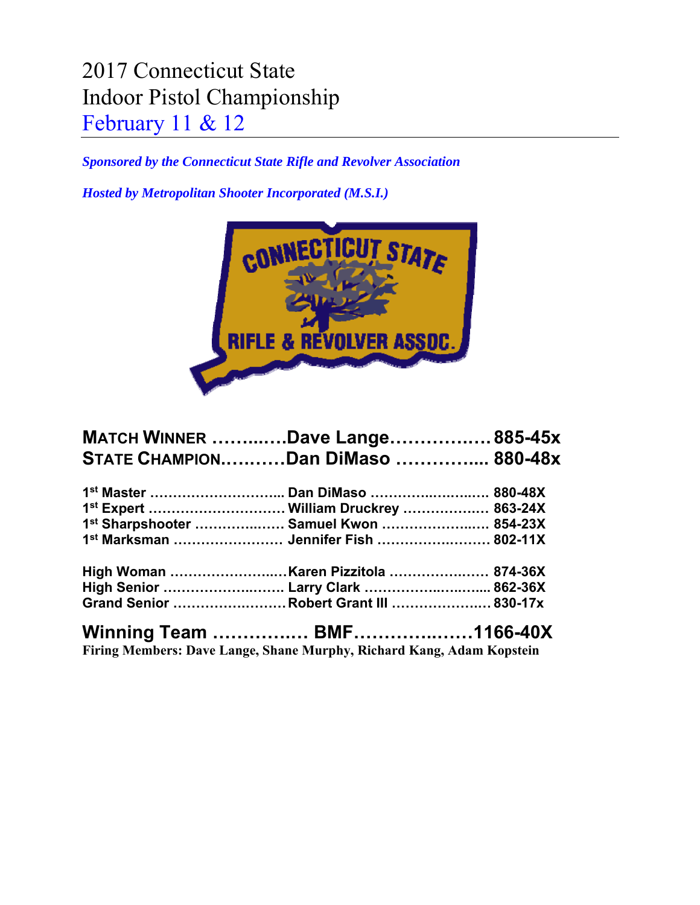# 2017 Connecticut State Indoor Pistol Championship

## February 11 & 12

***Sponsored by the Connecticut State Rifle and Revolver Association***

***Hosted by Metropolitan Shooter Incorporated (M.S.I.)***

**MATCH WINNER ……..….Dave Lange…………….. 885-45x**
**STATE CHAMPION……….Dan DiMaso …………... 880-48x**

**1st Master ……………………... Dan DiMaso ………..…..….. 880-48X**
**1st Expert ………………………. William Druckrey ……….….. 863-24X**
**1st Sharpshooter ……….….…. Samuel Kwon ……………..….. 854-23X**
**1st Marksman …………………. Jennifer Fish …………..……. 802-11X**

**High Woman …………………..…Karen Pizzitola …………….…. 874-36X**
**High Senior ………………..……. Larry Clark ……………..…..…... 862-36X**
**Grand Senior ……………….……Robert Grant III …………….….. 830-17x**

**Winning Team ……….…… BMF……………..……1166-40X**
**Firing Members: Dave Lange, Shane Murphy, Richard Kang, Adam Kopstein**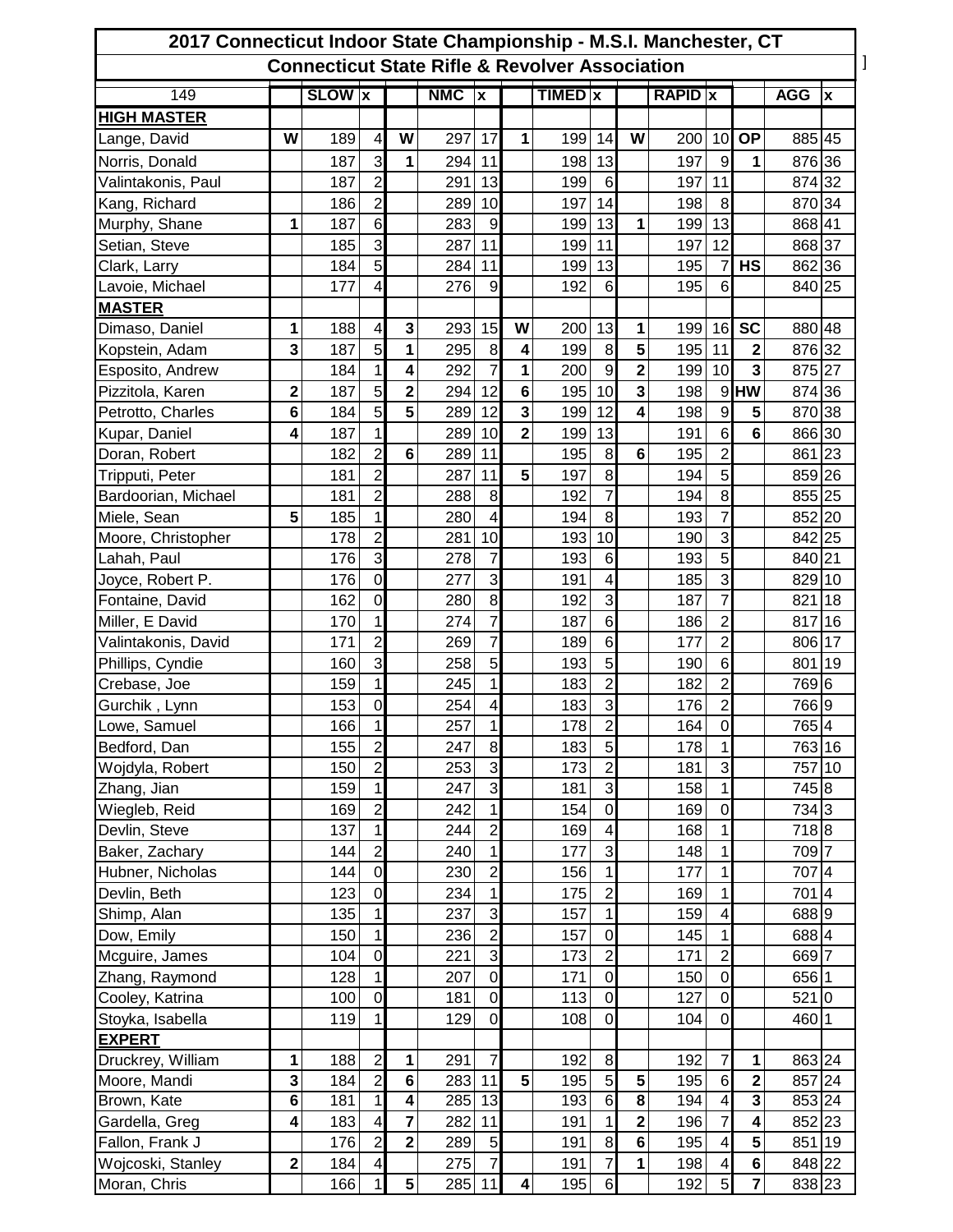# 2017 Connecticut Indoor State Championship - M.S.I. Manchester, CT

## Connecticut State Rifle & Revolver Association

| 149 | | SLOW | x | | NMC | x | | TIMED | x | | RAPID | x | | AGG | x |
|---|---|---|---|---|---|---|---|---|---|---|---|---|---|---|---|
| **HIGH MASTER** | | | | | | | | | | | | | | | |
| Lange, David | **W** | 189 | 4 | **W** | 297 | 17 | **1** | 199 | 14 | **W** | 200 | 10 | **OP** | 885 | 45 |
| Norris, Donald | | 187 | 3 | **1** | 294 | 11 | | 198 | 13 | | 197 | 9 | **1** | 876 | 36 |
| Valintakonis, Paul | | 187 | 2 | | 291 | 13 | | 199 | 6 | | 197 | 11 | | 874 | 32 |
| Kang, Richard | | 186 | 2 | | 289 | 10 | | 197 | 14 | | 198 | 8 | | 870 | 34 |
| Murphy, Shane | **1** | 187 | 6 | | 283 | 9 | | 199 | 13 | **1** | 199 | 13 | | 868 | 41 |
| Setian, Steve | | 185 | 3 | | 287 | 11 | | 199 | 11 | | 197 | 12 | | 868 | 37 |
| Clark, Larry | | 184 | 5 | | 284 | 11 | | 199 | 13 | | 195 | 7 | **HS** | 862 | 36 |
| Lavoie, Michael | | 177 | 4 | | 276 | 9 | | 192 | 6 | | 195 | 6 | | 840 | 25 |
| **MASTER** | | | | | | | | | | | | | | | |
| Dimaso, Daniel | **1** | 188 | 4 | **3** | 293 | 15 | **W** | 200 | 13 | **1** | 199 | 16 | **SC** | 880 | 48 |
| Kopstein, Adam | **3** | 187 | 5 | **1** | 295 | 8 | **4** | 199 | 8 | **5** | 195 | 11 | **2** | 876 | 32 |
| Esposito, Andrew | | 184 | 1 | **4** | 292 | 7 | **1** | 200 | 9 | **2** | 199 | 10 | **3** | 875 | 27 |
| Pizzitola, Karen | **2** | 187 | 5 | **2** | 294 | 12 | **6** | 195 | 10 | **3** | 198 | 9 | **HW** | 874 | 36 |
| Petrotto, Charles | **6** | 184 | 5 | **5** | 289 | 12 | **3** | 199 | 12 | **4** | 198 | 9 | **5** | 870 | 38 |
| Kupar, Daniel | **4** | 187 | 1 | | 289 | 10 | **2** | 199 | 13 | | 191 | 6 | **6** | 866 | 30 |
| Doran, Robert | | 182 | 2 | **6** | 289 | 11 | | 195 | 8 | **6** | 195 | 2 | | 861 | 23 |
| Tripputi, Peter | | 181 | 2 | | 287 | 11 | **5** | 197 | 8 | | 194 | 5 | | 859 | 26 |
| Bardoorian, Michael | | 181 | 2 | | 288 | 8 | | 192 | 7 | | 194 | 8 | | 855 | 25 |
| Miele, Sean | **5** | 185 | 1 | | 280 | 4 | | 194 | 8 | | 193 | 7 | | 852 | 20 |
| Moore, Christopher | | 178 | 2 | | 281 | 10 | | 193 | 10 | | 190 | 3 | | 842 | 25 |
| Lahah, Paul | | 176 | 3 | | 278 | 7 | | 193 | 6 | | 193 | 5 | | 840 | 21 |
| Joyce, Robert P. | | 176 | 0 | | 277 | 3 | | 191 | 4 | | 185 | 3 | | 829 | 10 |
| Fontaine, David | | 162 | 0 | | 280 | 8 | | 192 | 3 | | 187 | 7 | | 821 | 18 |
| Miller, E David | | 170 | 1 | | 274 | 7 | | 187 | 6 | | 186 | 2 | | 817 | 16 |
| Valintakonis, David | | 171 | 2 | | 269 | 7 | | 189 | 6 | | 177 | 2 | | 806 | 17 |
| Phillips, Cyndie | | 160 | 3 | | 258 | 5 | | 193 | 5 | | 190 | 6 | | 801 | 19 |
| Crebase, Joe | | 159 | 1 | | 245 | 1 | | 183 | 2 | | 182 | 2 | | 769 | 6 |
| Gurchik , Lynn | | 153 | 0 | | 254 | 4 | | 183 | 3 | | 176 | 2 | | 766 | 9 |
| Lowe, Samuel | | 166 | 1 | | 257 | 1 | | 178 | 2 | | 164 | 0 | | 765 | 4 |
| Bedford, Dan | | 155 | 2 | | 247 | 8 | | 183 | 5 | | 178 | 1 | | 763 | 16 |
| Wojdyla, Robert | | 150 | 2 | | 253 | 3 | | 173 | 2 | | 181 | 3 | | 757 | 10 |
| Zhang, Jian | | 159 | 1 | | 247 | 3 | | 181 | 3 | | 158 | 1 | | 745 | 8 |
| Wiegleb, Reid | | 169 | 2 | | 242 | 1 | | 154 | 0 | | 169 | 0 | | 734 | 3 |
| Devlin, Steve | | 137 | 1 | | 244 | 2 | | 169 | 4 | | 168 | 1 | | 718 | 8 |
| Baker, Zachary | | 144 | 2 | | 240 | 1 | | 177 | 3 | | 148 | 1 | | 709 | 7 |
| Hubner, Nicholas | | 144 | 0 | | 230 | 2 | | 156 | 1 | | 177 | 1 | | 707 | 4 |
| Devlin, Beth | | 123 | 0 | | 234 | 1 | | 175 | 2 | | 169 | 1 | | 701 | 4 |
| Shimp, Alan | | 135 | 1 | | 237 | 3 | | 157 | 1 | | 159 | 4 | | 688 | 9 |
| Dow, Emily | | 150 | 1 | | 236 | 2 | | 157 | 0 | | 145 | 1 | | 688 | 4 |
| Mcguire, James | | 104 | 0 | | 221 | 3 | | 173 | 2 | | 171 | 2 | | 669 | 7 |
| Zhang, Raymond | | 128 | 1 | | 207 | 0 | | 171 | 0 | | 150 | 0 | | 656 | 1 |
| Cooley, Katrina | | 100 | 0 | | 181 | 0 | | 113 | 0 | | 127 | 0 | | 521 | 0 |
| Stoyka, Isabella | | 119 | 1 | | 129 | 0 | | 108 | 0 | | 104 | 0 | | 460 | 1 |
| **EXPERT** | | | | | | | | | | | | | | | |
| Druckrey, William | **1** | 188 | 2 | **1** | 291 | 7 | | 192 | 8 | | 192 | 7 | **1** | 863 | 24 |
| Moore, Mandi | **3** | 184 | 2 | **6** | 283 | 11 | **5** | 195 | 5 | **5** | 195 | 6 | **2** | 857 | 24 |
| Brown, Kate | **6** | 181 | 1 | **4** | 285 | 13 | | 193 | 6 | **8** | 194 | 4 | **3** | 853 | 24 |
| Gardella, Greg | **4** | 183 | 4 | **7** | 282 | 11 | | 191 | 1 | **2** | 196 | 7 | **4** | 852 | 23 |
| Fallon, Frank J | | 176 | 2 | **2** | 289 | 5 | | 191 | 8 | **6** | 195 | 4 | **5** | 851 | 19 |
| Wojcoski, Stanley | **2** | 184 | 4 | | 275 | 7 | | 191 | 7 | **1** | 198 | 4 | **6** | 848 | 22 |
| Moran, Chris | | 166 | 1 | **5** | 285 | 11 | **4** | 195 | 6 | | 192 | 5 | **7** | 838 | 23 |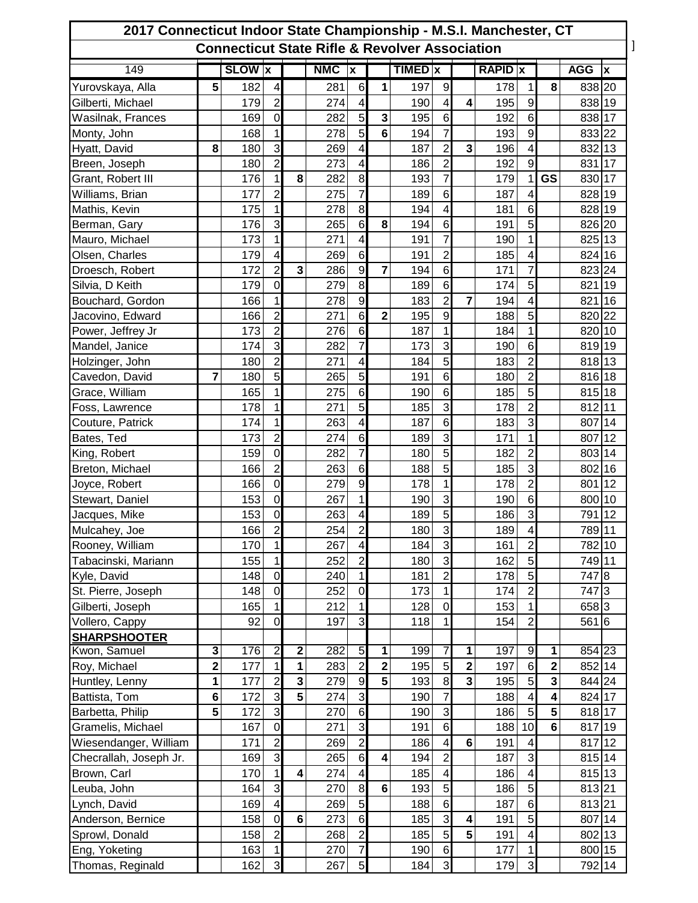# 2017 Connecticut Indoor State Championship - M.S.I. Manchester, CT

## Connecticut State Rifle & Revolver Association

| 149 | | SLOW | x | | NMC | x | | TIMED | x | | RAPID | x | | AGG | x |
|---|---|---|---|---|---|---|---|---|---|---|---|---|---|---|---|
| Yurovskaya, Alla | 5 | 182 | 4 | | 281 | 6 | 1 | 197 | 9 | | 178 | 1 | 8 | 838 | 20 |
| Gilberti, Michael | | 179 | 2 | | 274 | 4 | | 190 | 4 | 4 | 195 | 9 | | 838 | 19 |
| Wasilnak, Frances | | 169 | 0 | | 282 | 5 | 3 | 195 | 6 | | 192 | 6 | | 838 | 17 |
| Monty, John | | 168 | 1 | | 278 | 5 | 6 | 194 | 7 | | 193 | 9 | | 833 | 22 |
| Hyatt, David | 8 | 180 | 3 | | 269 | 4 | | 187 | 2 | 3 | 196 | 4 | | 832 | 13 |
| Breen, Joseph | | 180 | 2 | | 273 | 4 | | 186 | 2 | | 192 | 9 | | 831 | 17 |
| Grant, Robert III | | 176 | 1 | 8 | 282 | 8 | | 193 | 7 | | 179 | 1 | GS | 830 | 17 |
| Williams, Brian | | 177 | 2 | | 275 | 7 | | 189 | 6 | | 187 | 4 | | 828 | 19 |
| Mathis, Kevin | | 175 | 1 | | 278 | 8 | | 194 | 4 | | 181 | 6 | | 828 | 19 |
| Berman, Gary | | 176 | 3 | | 265 | 6 | 8 | 194 | 6 | | 191 | 5 | | 826 | 20 |
| Mauro, Michael | | 173 | 1 | | 271 | 4 | | 191 | 7 | | 190 | 1 | | 825 | 13 |
| Olsen, Charles | | 179 | 4 | | 269 | 6 | | 191 | 2 | | 185 | 4 | | 824 | 16 |
| Droesch, Robert | | 172 | 2 | 3 | 286 | 9 | 7 | 194 | 6 | | 171 | 7 | | 823 | 24 |
| Silvia, D Keith | | 179 | 0 | | 279 | 8 | | 189 | 6 | | 174 | 5 | | 821 | 19 |
| Bouchard, Gordon | | 166 | 1 | | 278 | 9 | | 183 | 2 | 7 | 194 | 4 | | 821 | 16 |
| Jacovino, Edward | | 166 | 2 | | 271 | 6 | 2 | 195 | 9 | | 188 | 5 | | 820 | 22 |
| Power, Jeffrey Jr | | 173 | 2 | | 276 | 6 | | 187 | 1 | | 184 | 1 | | 820 | 10 |
| Mandel, Janice | | 174 | 3 | | 282 | 7 | | 173 | 3 | | 190 | 6 | | 819 | 19 |
| Holzinger, John | | 180 | 2 | | 271 | 4 | | 184 | 5 | | 183 | 2 | | 818 | 13 |
| Cavedon, David | 7 | 180 | 5 | | 265 | 5 | | 191 | 6 | | 180 | 2 | | 816 | 18 |
| Grace, William | | 165 | 1 | | 275 | 6 | | 190 | 6 | | 185 | 5 | | 815 | 18 |
| Foss, Lawrence | | 178 | 1 | | 271 | 5 | | 185 | 3 | | 178 | 2 | | 812 | 11 |
| Couture, Patrick | | 174 | 1 | | 263 | 4 | | 187 | 6 | | 183 | 3 | | 807 | 14 |
| Bates, Ted | | 173 | 2 | | 274 | 6 | | 189 | 3 | | 171 | 1 | | 807 | 12 |
| King, Robert | | 159 | 0 | | 282 | 7 | | 180 | 5 | | 182 | 2 | | 803 | 14 |
| Breton, Michael | | 166 | 2 | | 263 | 6 | | 188 | 5 | | 185 | 3 | | 802 | 16 |
| Joyce, Robert | | 166 | 0 | | 279 | 9 | | 178 | 1 | | 178 | 2 | | 801 | 12 |
| Stewart, Daniel | | 153 | 0 | | 267 | 1 | | 190 | 3 | | 190 | 6 | | 800 | 10 |
| Jacques, Mike | | 153 | 0 | | 263 | 4 | | 189 | 5 | | 186 | 3 | | 791 | 12 |
| Mulcahey, Joe | | 166 | 2 | | 254 | 2 | | 180 | 3 | | 189 | 4 | | 789 | 11 |
| Rooney, William | | 170 | 1 | | 267 | 4 | | 184 | 3 | | 161 | 2 | | 782 | 10 |
| Tabacinski, Mariann | | 155 | 1 | | 252 | 2 | | 180 | 3 | | 162 | 5 | | 749 | 11 |
| Kyle, David | | 148 | 0 | | 240 | 1 | | 181 | 2 | | 178 | 5 | | 747 | 8 |
| St. Pierre, Joseph | | 148 | 0 | | 252 | 0 | | 173 | 1 | | 174 | 2 | | 747 | 3 |
| Gilberti, Joseph | | 165 | 1 | | 212 | 1 | | 128 | 0 | | 153 | 1 | | 658 | 3 |
| Vollero, Cappy | | 92 | 0 | | 197 | 3 | | 118 | 1 | | 154 | 2 | | 561 | 6 |
| **SHARPSHOOTER** | | | | | | | | | | | | | | | |
| Kwon, Samuel | 3 | 176 | 2 | 2 | 282 | 5 | 1 | 199 | 7 | 1 | 197 | 9 | 1 | 854 | 23 |
| Roy, Michael | 2 | 177 | 1 | 1 | 283 | 2 | 2 | 195 | 5 | 2 | 197 | 6 | 2 | 852 | 14 |
| Huntley, Lenny | 1 | 177 | 2 | 3 | 279 | 9 | 5 | 193 | 8 | 3 | 195 | 5 | 3 | 844 | 24 |
| Battista, Tom | 6 | 172 | 3 | 5 | 274 | 3 | | 190 | 7 | | 188 | 4 | 4 | 824 | 17 |
| Barbetta, Philip | 5 | 172 | 3 | | 270 | 6 | | 190 | 3 | | 186 | 5 | 5 | 818 | 17 |
| Gramelis, Michael | | 167 | 0 | | 271 | 3 | | 191 | 6 | | 188 | 10 | 6 | 817 | 19 |
| Wiesendanger, William | | 171 | 2 | | 269 | 2 | | 186 | 4 | 6 | 191 | 4 | | 817 | 12 |
| Checrallah, Joseph Jr. | | 169 | 3 | | 265 | 6 | 4 | 194 | 2 | | 187 | 3 | | 815 | 14 |
| Brown, Carl | | 170 | 1 | 4 | 274 | 4 | | 185 | 4 | | 186 | 4 | | 815 | 13 |
| Leuba, John | | 164 | 3 | | 270 | 8 | 6 | 193 | 5 | | 186 | 5 | | 813 | 21 |
| Lynch, David | | 169 | 4 | | 269 | 5 | | 188 | 6 | | 187 | 6 | | 813 | 21 |
| Anderson, Bernice | | 158 | 0 | 6 | 273 | 6 | | 185 | 3 | 4 | 191 | 5 | | 807 | 14 |
| Sprowl, Donald | | 158 | 2 | | 268 | 2 | | 185 | 5 | 5 | 191 | 4 | | 802 | 13 |
| Eng, Yoketing | | 163 | 1 | | 270 | 7 | | 190 | 6 | | 177 | 1 | | 800 | 15 |
| Thomas, Reginald | | 162 | 3 | | 267 | 5 | | 184 | 3 | | 179 | 3 | | 792 | 14 |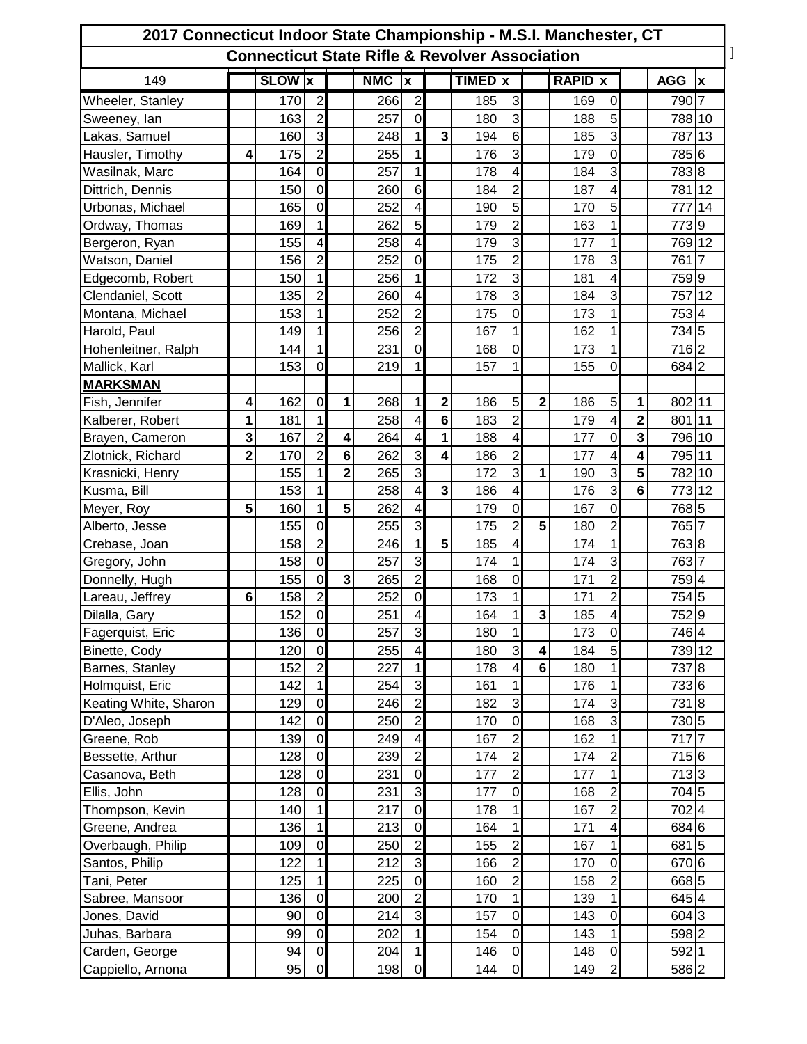# 2017 Connecticut Indoor State Championship - M.S.I. Manchester, CT

## Connecticut State Rifle & Revolver Association

| 149 | | SLOW | x | | NMC | x | | TIMED | x | | RAPID | x | | AGG | x |
|---|---|---|---|---|---|---|---|---|---|---|---|---|---|---|---|
| Wheeler, Stanley | | 170 | 2 | | 266 | 2 | | 185 | 3 | | 169 | 0 | | 790 | 7 |
| Sweeney, Ian | | 163 | 2 | | 257 | 0 | | 180 | 3 | | 188 | 5 | | 788 | 10 |
| Lakas, Samuel | | 160 | 3 | | 248 | 1 | 3 | 194 | 6 | | 185 | 3 | | 787 | 13 |
| Hausler, Timothy | 4 | 175 | 2 | | 255 | 1 | | 176 | 3 | | 179 | 0 | | 785 | 6 |
| Wasilnak, Marc | | 164 | 0 | | 257 | 1 | | 178 | 4 | | 184 | 3 | | 783 | 8 |
| Dittrich, Dennis | | 150 | 0 | | 260 | 6 | | 184 | 2 | | 187 | 4 | | 781 | 12 |
| Urbonas, Michael | | 165 | 0 | | 252 | 4 | | 190 | 5 | | 170 | 5 | | 777 | 14 |
| Ordway, Thomas | | 169 | 1 | | 262 | 5 | | 179 | 2 | | 163 | 1 | | 773 | 9 |
| Bergeron, Ryan | | 155 | 4 | | 258 | 4 | | 179 | 3 | | 177 | 1 | | 769 | 12 |
| Watson, Daniel | | 156 | 2 | | 252 | 0 | | 175 | 2 | | 178 | 3 | | 761 | 7 |
| Edgecomb, Robert | | 150 | 1 | | 256 | 1 | | 172 | 3 | | 181 | 4 | | 759 | 9 |
| Clendaniel, Scott | | 135 | 2 | | 260 | 4 | | 178 | 3 | | 184 | 3 | | 757 | 12 |
| Montana, Michael | | 153 | 1 | | 252 | 2 | | 175 | 0 | | 173 | 1 | | 753 | 4 |
| Harold, Paul | | 149 | 1 | | 256 | 2 | | 167 | 1 | | 162 | 1 | | 734 | 5 |
| Hohenleitner, Ralph | | 144 | 1 | | 231 | 0 | | 168 | 0 | | 173 | 1 | | 716 | 2 |
| Mallick, Karl | | 153 | 0 | | 219 | 1 | | 157 | 1 | | 155 | 0 | | 684 | 2 |
| **MARKSMAN** | | | | | | | | | | | | | | | |
| Fish, Jennifer | 4 | 162 | 0 | 1 | 268 | 1 | 2 | 186 | 5 | 2 | 186 | 5 | 1 | 802 | 11 |
| Kalberer, Robert | 1 | 181 | 1 | | 258 | 4 | 6 | 183 | 2 | | 179 | 4 | 2 | 801 | 11 |
| Brayen, Cameron | 3 | 167 | 2 | 4 | 264 | 4 | 1 | 188 | 4 | | 177 | 0 | 3 | 796 | 10 |
| Zlotnick, Richard | 2 | 170 | 2 | 6 | 262 | 3 | 4 | 186 | 2 | | 177 | 4 | 4 | 795 | 11 |
| Krasnicki, Henry | | 155 | 1 | 2 | 265 | 3 | | 172 | 3 | 1 | 190 | 3 | 5 | 782 | 10 |
| Kusma, Bill | | 153 | 1 | | 258 | 4 | 3 | 186 | 4 | | 176 | 3 | 6 | 773 | 12 |
| Meyer, Roy | 5 | 160 | 1 | 5 | 262 | 4 | | 179 | 0 | | 167 | 0 | | 768 | 5 |
| Alberto, Jesse | | 155 | 0 | | 255 | 3 | | 175 | 2 | 5 | 180 | 2 | | 765 | 7 |
| Crebase, Joan | | 158 | 2 | | 246 | 1 | 5 | 185 | 4 | | 174 | 1 | | 763 | 8 |
| Gregory, John | | 158 | 0 | | 257 | 3 | | 174 | 1 | | 174 | 3 | | 763 | 7 |
| Donnelly, Hugh | | 155 | 0 | 3 | 265 | 2 | | 168 | 0 | | 171 | 2 | | 759 | 4 |
| Lareau, Jeffrey | 6 | 158 | 2 | | 252 | 0 | | 173 | 1 | | 171 | 2 | | 754 | 5 |
| Dilalla, Gary | | 152 | 0 | | 251 | 4 | | 164 | 1 | 3 | 185 | 4 | | 752 | 9 |
| Fagerquist, Eric | | 136 | 0 | | 257 | 3 | | 180 | 1 | | 173 | 0 | | 746 | 4 |
| Binette, Cody | | 120 | 0 | | 255 | 4 | | 180 | 3 | 4 | 184 | 5 | | 739 | 12 |
| Barnes, Stanley | | 152 | 2 | | 227 | 1 | | 178 | 4 | 6 | 180 | 1 | | 737 | 8 |
| Holmquist, Eric | | 142 | 1 | | 254 | 3 | | 161 | 1 | | 176 | 1 | | 733 | 6 |
| Keating White, Sharon | | 129 | 0 | | 246 | 2 | | 182 | 3 | | 174 | 3 | | 731 | 8 |
| D'Aleo, Joseph | | 142 | 0 | | 250 | 2 | | 170 | 0 | | 168 | 3 | | 730 | 5 |
| Greene, Rob | | 139 | 0 | | 249 | 4 | | 167 | 2 | | 162 | 1 | | 717 | 7 |
| Bessette, Arthur | | 128 | 0 | | 239 | 2 | | 174 | 2 | | 174 | 2 | | 715 | 6 |
| Casanova, Beth | | 128 | 0 | | 231 | 0 | | 177 | 2 | | 177 | 1 | | 713 | 3 |
| Ellis, John | | 128 | 0 | | 231 | 3 | | 177 | 0 | | 168 | 2 | | 704 | 5 |
| Thompson, Kevin | | 140 | 1 | | 217 | 0 | | 178 | 1 | | 167 | 2 | | 702 | 4 |
| Greene, Andrea | | 136 | 1 | | 213 | 0 | | 164 | 1 | | 171 | 4 | | 684 | 6 |
| Overbaugh, Philip | | 109 | 0 | | 250 | 2 | | 155 | 2 | | 167 | 1 | | 681 | 5 |
| Santos, Philip | | 122 | 1 | | 212 | 3 | | 166 | 2 | | 170 | 0 | | 670 | 6 |
| Tani, Peter | | 125 | 1 | | 225 | 0 | | 160 | 2 | | 158 | 2 | | 668 | 5 |
| Sabree, Mansoor | | 136 | 0 | | 200 | 2 | | 170 | 1 | | 139 | 1 | | 645 | 4 |
| Jones, David | | 90 | 0 | | 214 | 3 | | 157 | 0 | | 143 | 0 | | 604 | 3 |
| Juhas, Barbara | | 99 | 0 | | 202 | 1 | | 154 | 0 | | 143 | 1 | | 598 | 2 |
| Carden, George | | 94 | 0 | | 204 | 1 | | 146 | 0 | | 148 | 0 | | 592 | 1 |
| Cappiello, Arnona | | 95 | 0 | | 198 | 0 | | 144 | 0 | | 149 | 2 | | 586 | 2 |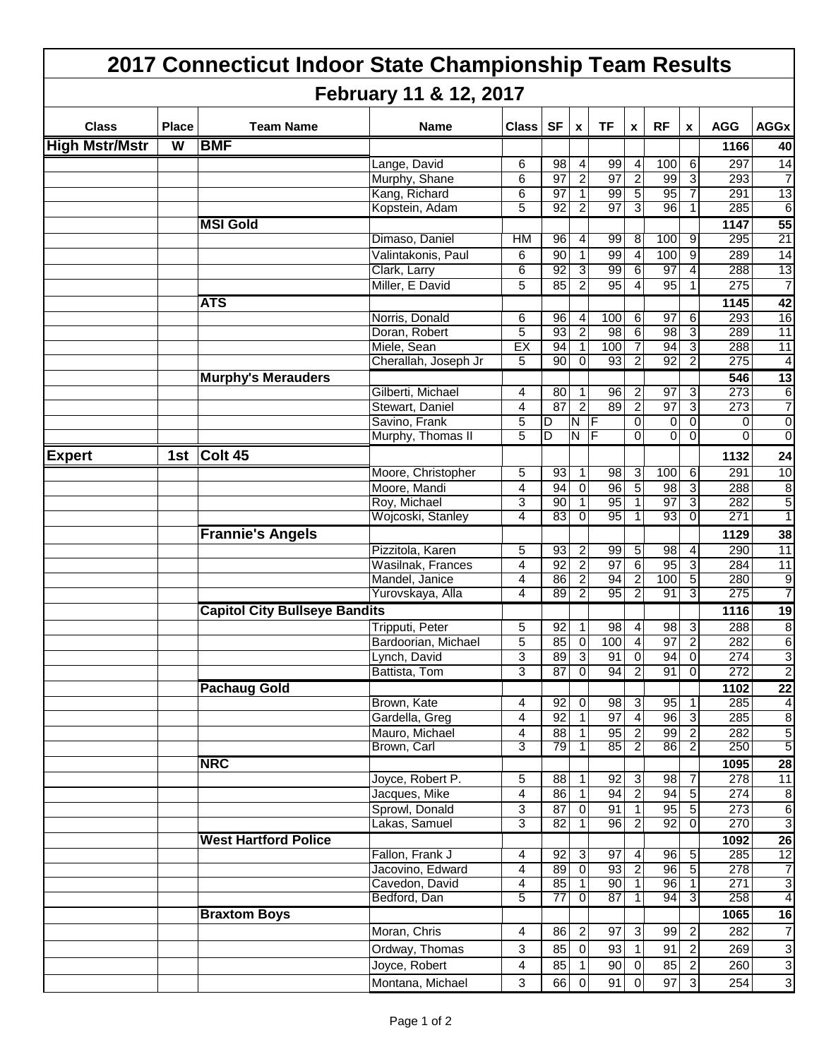# 2017 Connecticut Indoor State Championship Team Results

## February 11 & 12, 2017

| Class | Place | Team Name | Name | Class | SF | x | TF | x | RF | x | AGG | AGGx |
|---|---|---|---|---|---|---|---|---|---|---|---|---|
| **High Mstr/Mstr** | **W** | **BMF** | | | | | | | | | **1166** | **40** |
| | | | Lange, David | 6 | 98 | 4 | 99 | 4 | 100 | 6 | 297 | 14 |
| | | | Murphy, Shane | 6 | 97 | 2 | 97 | 2 | 99 | 3 | 293 | 7 |
| | | | Kang, Richard | 6 | 97 | 1 | 99 | 5 | 95 | 7 | 291 | 13 |
| | | | Kopstein, Adam | 5 | 92 | 2 | 97 | 3 | 96 | 1 | 285 | 6 |
| | | **MSI Gold** | | | | | | | | | **1147** | **55** |
| | | | Dimaso, Daniel | HM | 96 | 4 | 99 | 8 | 100 | 9 | 295 | 21 |
| | | | Valintakonis, Paul | 6 | 90 | 1 | 99 | 4 | 100 | 9 | 289 | 14 |
| | | | Clark, Larry | 6 | 92 | 3 | 99 | 6 | 97 | 4 | 288 | 13 |
| | | | Miller, E David | 5 | 85 | 2 | 95 | 4 | 95 | 1 | 275 | 7 |
| | | **ATS** | | | | | | | | | **1145** | **42** |
| | | | Norris, Donald | 6 | 96 | 4 | 100 | 6 | 97 | 6 | 293 | 16 |
| | | | Doran, Robert | 5 | 93 | 2 | 98 | 6 | 98 | 3 | 289 | 11 |
| | | | Miele, Sean | EX | 94 | 1 | 100 | 7 | 94 | 3 | 288 | 11 |
| | | | Cherallah, Joseph Jr | 5 | 90 | 0 | 93 | 2 | 92 | 2 | 275 | 4 |
| | | **Murphy's Merauders** | | | | | | | | | **546** | **13** |
| | | | Gilberti, Michael | 4 | 80 | 1 | 96 | 2 | 97 | 3 | 273 | 6 |
| | | | Stewart, Daniel | 4 | 87 | 2 | 89 | 2 | 97 | 3 | 273 | 7 |
| | | | Savino, Frank | 5 | D | N | F | 0 | 0 | 0 | 0 | 0 |
| | | | Murphy, Thomas II | 5 | D | N | F | 0 | 0 | 0 | 0 | 0 |
| **Expert** | **1st** | **Colt 45** | | | | | | | | | **1132** | **24** |
| | | | Moore, Christopher | 5 | 93 | 1 | 98 | 3 | 100 | 6 | 291 | 10 |
| | | | Moore, Mandi | 4 | 94 | 0 | 96 | 5 | 98 | 3 | 288 | 8 |
| | | | Roy, Michael | 3 | 90 | 1 | 95 | 1 | 97 | 3 | 282 | 5 |
| | | | Wojcoski, Stanley | 4 | 83 | 0 | 95 | 1 | 93 | 0 | 271 | 1 |
| | | **Frannie's Angels** | | | | | | | | | **1129** | **38** |
| | | | Pizzitola, Karen | 5 | 93 | 2 | 99 | 5 | 98 | 4 | 290 | 11 |
| | | | Wasilnak, Frances | 4 | 92 | 2 | 97 | 6 | 95 | 3 | 284 | 11 |
| | | | Mandel, Janice | 4 | 86 | 2 | 94 | 2 | 100 | 5 | 280 | 9 |
| | | | Yurovskaya, Alla | 4 | 89 | 2 | 95 | 2 | 91 | 3 | 275 | 7 |
| | | **Capitol City Bullseye Bandits** | | | | | | | | | **1116** | **19** |
| | | | Tripputi, Peter | 5 | 92 | 1 | 98 | 4 | 98 | 3 | 288 | 8 |
| | | | Bardoorian, Michael | 5 | 85 | 0 | 100 | 4 | 97 | 2 | 282 | 6 |
| | | | Lynch, David | 3 | 89 | 3 | 91 | 0 | 94 | 0 | 274 | 3 |
| | | | Battista, Tom | 3 | 87 | 0 | 94 | 2 | 91 | 0 | 272 | 2 |
| | | **Pachaug Gold** | | | | | | | | | **1102** | **22** |
| | | | Brown, Kate | 4 | 92 | 0 | 98 | 3 | 95 | 1 | 285 | 4 |
| | | | Gardella, Greg | 4 | 92 | 1 | 97 | 4 | 96 | 3 | 285 | 8 |
| | | | Mauro, Michael | 4 | 88 | 1 | 95 | 2 | 99 | 2 | 282 | 5 |
| | | | Brown, Carl | 3 | 79 | 1 | 85 | 2 | 86 | 2 | 250 | 5 |
| | | **NRC** | | | | | | | | | **1095** | **28** |
| | | | Joyce, Robert P. | 5 | 88 | 1 | 92 | 3 | 98 | 7 | 278 | 11 |
| | | | Jacques, Mike | 4 | 86 | 1 | 94 | 2 | 94 | 5 | 274 | 8 |
| | | | Sprowl, Donald | 3 | 87 | 0 | 91 | 1 | 95 | 5 | 273 | 6 |
| | | | Lakas, Samuel | 3 | 82 | 1 | 96 | 2 | 92 | 0 | 270 | 3 |
| | | **West Hartford Police** | | | | | | | | | **1092** | **26** |
| | | | Fallon, Frank J | 4 | 92 | 3 | 97 | 4 | 96 | 5 | 285 | 12 |
| | | | Jacovino, Edward | 4 | 89 | 0 | 93 | 2 | 96 | 5 | 278 | 7 |
| | | | Cavedon, David | 4 | 85 | 1 | 90 | 1 | 96 | 1 | 271 | 3 |
| | | | Bedford, Dan | 5 | 77 | 0 | 87 | 1 | 94 | 3 | 258 | 4 |
| | | **Braxtom Boys** | | | | | | | | | **1065** | **16** |
| | | | Moran, Chris | 4 | 86 | 2 | 97 | 3 | 99 | 2 | 282 | 7 |
| | | | Ordway, Thomas | 3 | 85 | 0 | 93 | 1 | 91 | 2 | 269 | 3 |
| | | | Joyce, Robert | 4 | 85 | 1 | 90 | 0 | 85 | 2 | 260 | 3 |
| | | | Montana, Michael | 3 | 66 | 0 | 91 | 0 | 97 | 3 | 254 | 3 |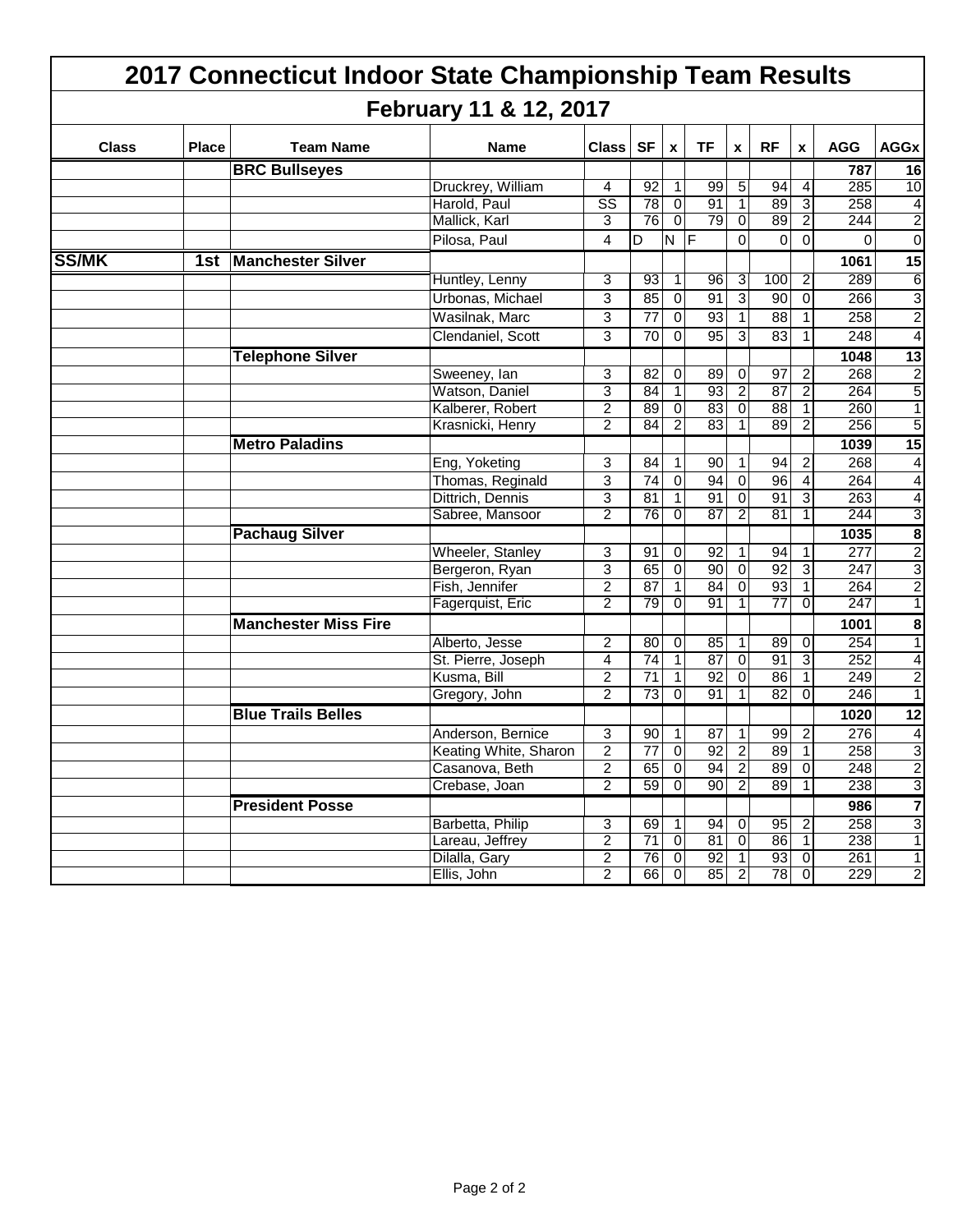# 2017 Connecticut Indoor State Championship Team Results

## February 11 & 12, 2017

| Class | Place | Team Name | Name | Class | SF | x | TF | x | RF | x | AGG | AGGx |
|---|---|---|---|---|---|---|---|---|---|---|---|---|
| | | **BRC Bullseyes** | | | | | | | | | **787** | **16** |
| | | | Druckrey, William | 4 | 92 | 1 | 99 | 5 | 94 | 4 | 285 | 10 |
| | | | Harold, Paul | SS | 78 | 0 | 91 | 1 | 89 | 3 | 258 | 4 |
| | | | Mallick, Karl | 3 | 76 | 0 | 79 | 0 | 89 | 2 | 244 | 2 |
| | | | Pilosa, Paul | 4 | D | N | F | 0 | 0 | 0 | 0 | 0 |
| **SS/MK** | **1st** | **Manchester Silver** | | | | | | | | | **1061** | **15** |
| | | | Huntley, Lenny | 3 | 93 | 1 | 96 | 3 | 100 | 2 | 289 | 6 |
| | | | Urbonas, Michael | 3 | 85 | 0 | 91 | 3 | 90 | 0 | 266 | 3 |
| | | | Wasilnak, Marc | 3 | 77 | 0 | 93 | 1 | 88 | 1 | 258 | 2 |
| | | | Clendaniel, Scott | 3 | 70 | 0 | 95 | 3 | 83 | 1 | 248 | 4 |
| | | **Telephone Silver** | | | | | | | | | **1048** | **13** |
| | | | Sweeney, Ian | 3 | 82 | 0 | 89 | 0 | 97 | 2 | 268 | 2 |
| | | | Watson, Daniel | 3 | 84 | 1 | 93 | 2 | 87 | 2 | 264 | 5 |
| | | | Kalberer, Robert | 2 | 89 | 0 | 83 | 0 | 88 | 1 | 260 | 1 |
| | | | Krasnicki, Henry | 2 | 84 | 2 | 83 | 1 | 89 | 2 | 256 | 5 |
| | | **Metro Paladins** | | | | | | | | | **1039** | **15** |
| | | | Eng, Yoketing | 3 | 84 | 1 | 90 | 1 | 94 | 2 | 268 | 4 |
| | | | Thomas, Reginald | 3 | 74 | 0 | 94 | 0 | 96 | 4 | 264 | 4 |
| | | | Dittrich, Dennis | 3 | 81 | 1 | 91 | 0 | 91 | 3 | 263 | 4 |
| | | | Sabree, Mansoor | 2 | 76 | 0 | 87 | 2 | 81 | 1 | 244 | 3 |
| | | **Pachaug Silver** | | | | | | | | | **1035** | **8** |
| | | | Wheeler, Stanley | 3 | 91 | 0 | 92 | 1 | 94 | 1 | 277 | 2 |
| | | | Bergeron, Ryan | 3 | 65 | 0 | 90 | 0 | 92 | 3 | 247 | 3 |
| | | | Fish, Jennifer | 2 | 87 | 1 | 84 | 0 | 93 | 1 | 264 | 2 |
| | | | Fagerquist, Eric | 2 | 79 | 0 | 91 | 1 | 77 | 0 | 247 | 1 |
| | | **Manchester Miss Fire** | | | | | | | | | **1001** | **8** |
| | | | Alberto, Jesse | 2 | 80 | 0 | 85 | 1 | 89 | 0 | 254 | 1 |
| | | | St. Pierre, Joseph | 4 | 74 | 1 | 87 | 0 | 91 | 3 | 252 | 4 |
| | | | Kusma, Bill | 2 | 71 | 1 | 92 | 0 | 86 | 1 | 249 | 2 |
| | | | Gregory, John | 2 | 73 | 0 | 91 | 1 | 82 | 0 | 246 | 1 |
| | | **Blue Trails Belles** | | | | | | | | | **1020** | **12** |
| | | | Anderson, Bernice | 3 | 90 | 1 | 87 | 1 | 99 | 2 | 276 | 4 |
| | | | Keating White, Sharon | 2 | 77 | 0 | 92 | 2 | 89 | 1 | 258 | 3 |
| | | | Casanova, Beth | 2 | 65 | 0 | 94 | 2 | 89 | 0 | 248 | 2 |
| | | | Crebase, Joan | 2 | 59 | 0 | 90 | 2 | 89 | 1 | 238 | 3 |
| | | **President Posse** | | | | | | | | | **986** | **7** |
| | | | Barbetta, Philip | 3 | 69 | 1 | 94 | 0 | 95 | 2 | 258 | 3 |
| | | | Lareau, Jeffrey | 2 | 71 | 0 | 81 | 0 | 86 | 1 | 238 | 1 |
| | | | Dilalla, Gary | 2 | 76 | 0 | 92 | 1 | 93 | 0 | 261 | 1 |
| | | | Ellis, John | 2 | 66 | 0 | 85 | 2 | 78 | 0 | 229 | 2 |